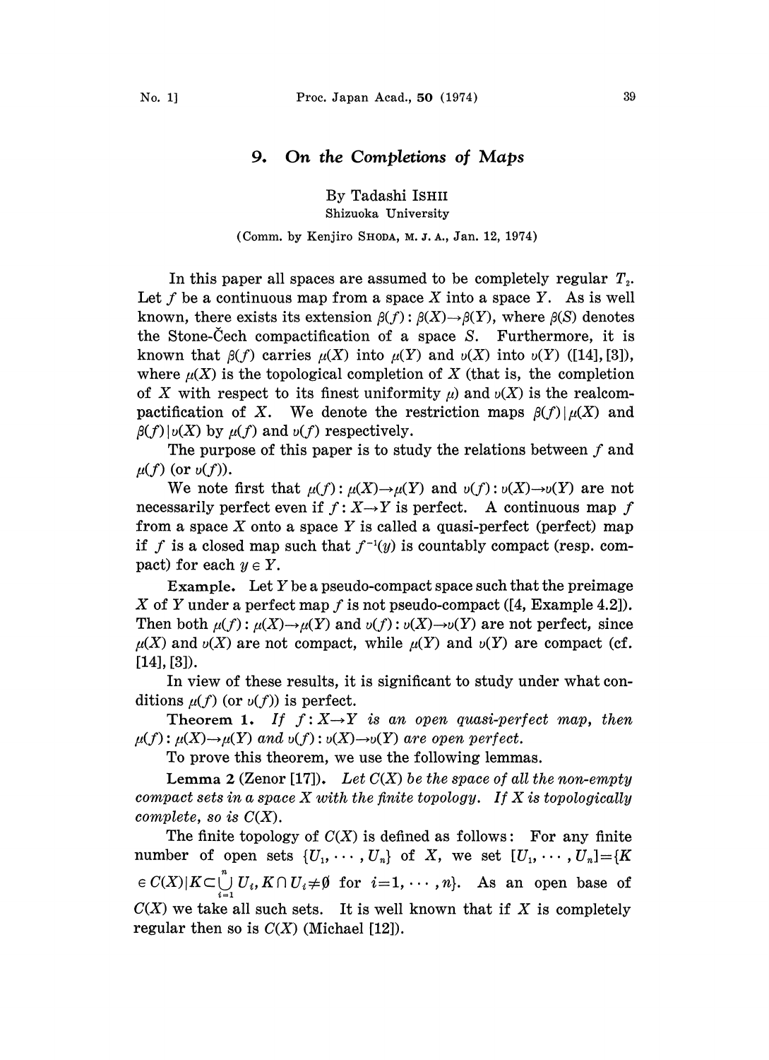# 9. On the Completions of Maps

By Tadashi ISHII

Shizuoka University

(Comm. by Kenjiro SHODA, M. J. A., Jan. 12, 1974)

In this paper all spaces are assumed to be completely regular $T_2$. Let $f$ be a continuous map from a space $X$ into a space $Y$. As is well known, there exists its extension $\beta(f): \beta(X) \to \beta(Y)$, where $\beta(S)$ denotes the Stone-Čech compactification of a space $S$. Furthermore, it is known that $\beta(f)$ carries $\mu(X)$ into $\mu(Y)$ and $\upsilon(X)$ into $\upsilon(Y)$ ([14], [3]), where $\mu(X)$ is the topological completion of $X$ (that is, the completion of $X$ with respect to its finest uniformity $\mu$) and $\upsilon(X)$ is the realcompactification of $X$. We denote the restriction maps $\beta(f)|\mu(X)$ and $\beta(f)|\upsilon(X)$ by $\mu(f)$ and $\upsilon(f)$ respectively.

The purpose of this paper is to study the relations between $f$ and $\mu(f)$ (or $\upsilon(f)$).

We note first that $\mu(f): \mu(X) \to \mu(Y)$ and $\upsilon(f): \upsilon(X) \to \upsilon(Y)$ are not necessarily perfect even if $f: X \to Y$ is perfect. A continuous map $f$ from a space $X$ onto a space $Y$ is called a quasi-perfect (perfect) map if $f$ is a closed map such that $f^{-1}(y)$ is countably compact (resp. compact) for each $y \in Y$.

**Example.** Let $Y$ be a pseudo-compact space such that the preimage $X$ of $Y$ under a perfect map $f$ is not pseudo-compact ([4, Example 4.2]). Then both $\mu(f): \mu(X) \to \mu(Y)$ and $\upsilon(f): \upsilon(X) \to \upsilon(Y)$ are not perfect, since $\mu(X)$ and $\upsilon(X)$ are not compact, while $\mu(Y)$ and $\upsilon(Y)$ are compact (cf. [14], [3]).

In view of these results, it is significant to study under what conditions $\mu(f)$ (or $\upsilon(f)$) is perfect.

**Theorem 1.** *If $f: X \to Y$ is an open quasi-perfect map, then $\mu(f): \mu(X) \to \mu(Y)$ and $\upsilon(f): \upsilon(X) \to \upsilon(Y)$ are open perfect.*

To prove this theorem, we use the following lemmas.

**Lemma 2** (Zenor [17]). *Let $C(X)$ be the space of all the non-empty compact sets in a space $X$ with the finite topology. If $X$ is topologically complete, so is $C(X)$.*

The finite topology of $C(X)$ is defined as follows: For any finite number of open sets $\{U_1, \cdots, U_n\}$ of $X$, we set $[U_1, \cdots, U_n] = \{K \in C(X) | K \subset \bigcup_{i=1}^{n} U_i, K \cap U_i \neq \emptyset$ for $i = 1, \cdots, n\}$. As an open base of $C(X)$ we take all such sets. It is well known that if $X$ is completely regular then so is $C(X)$ (Michael [12]).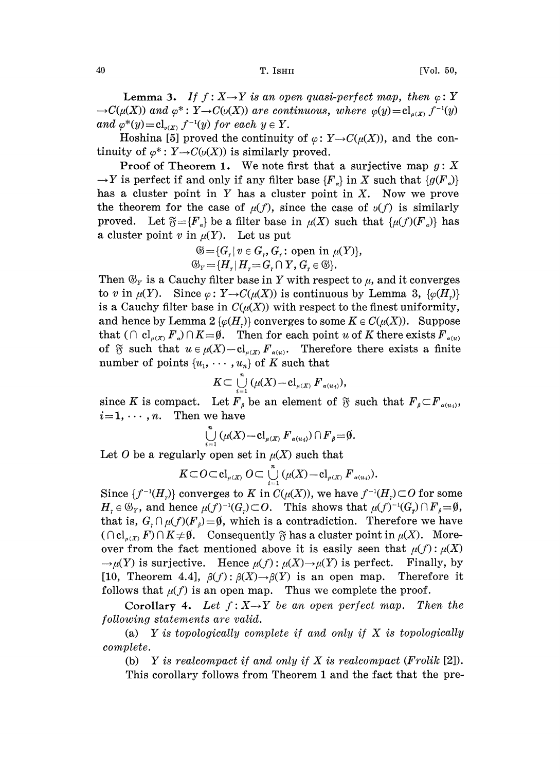**Lemma 3.** *If $f: X \to Y$ is an open quasi-perfect map, then $\varphi: Y \to C(\mu(X))$ and $\varphi^*: Y \to C(\upsilon(X))$ are continuous, where $\varphi(y) = \mathrm{cl}_{\mu(X)} f^{-1}(y)$ and $\varphi^*(y) = \mathrm{cl}_{\upsilon(X)} f^{-1}(y)$ for each $y \in Y$.*

Hoshina [5] proved the continuity of $\varphi: Y \to C(\mu(X))$, and the continuity of $\varphi^*: Y \to C(\upsilon(X))$ is similarly proved.

**Proof of Theorem 1.** We note first that a surjective map $g: X \to Y$ is perfect if and only if any filter base $\{F_\alpha\}$ in $X$ such that $\{g(F_\alpha)\}$ has a cluster point in $Y$ has a cluster point in $X$. Now we prove the theorem for the case of $\mu(f)$, since the case of $\upsilon(f)$ is similarly proved. Let $\mathfrak{F} = \{F_\alpha\}$ be a filter base in $\mu(X)$ such that $\{\mu(f)(F_\alpha)\}$ has a cluster point $v$ in $\mu(Y)$. Let us put

$$\mathfrak{G} = \{G_\gamma \mid v \in G_\gamma,\ G_\gamma\text{: open in } \mu(Y)\},$$
$$\mathfrak{G}_Y = \{H_\gamma \mid H_\gamma = G_\gamma \cap Y,\ G_\gamma \in \mathfrak{G}\}.$$

Then $\mathfrak{G}_Y$ is a Cauchy filter base in $Y$ with respect to $\mu$, and it converges to $v$ in $\mu(Y)$. Since $\varphi: Y \to C(\mu(X))$ is continuous by Lemma 3, $\{\varphi(H_\gamma)\}$ is a Cauchy filter base in $C(\mu(X))$ with respect to the finest uniformity, and hence by Lemma 2 $\{\varphi(H_\gamma)\}$ converges to some $K \in C(\mu(X))$. Suppose that $(\cap\ \mathrm{cl}_{\mu(X)} F_\alpha) \cap K = \emptyset$. Then for each point $u$ of $K$ there exists $F_{\alpha(u)}$ of $\mathfrak{F}$ such that $u \in \mu(X) - \mathrm{cl}_{\mu(X)} F_{\alpha(u)}$. Therefore there exists a finite number of points $\{u_1, \cdots, u_n\}$ of $K$ such that

$$K \subset \bigcup_{i=1}^{n} (\mu(X) - \mathrm{cl}_{\mu(X)} F_{\alpha(u_i)}),$$

since $K$ is compact. Let $F_\beta$ be an element of $\mathfrak{F}$ such that $F_\beta \subset F_{\alpha(u_i)}$, $i = 1, \cdots, n$. Then we have

$$\bigcup_{i=1}^{n} (\mu(X) - \mathrm{cl}_{\mu(X)} F_{\alpha(u_i)}) \cap F_\beta = \emptyset.$$

Let $O$ be a regularly open set in $\mu(X)$ such that

$$K \subset O \subset \mathrm{cl}_{\mu(X)} O \subset \bigcup_{i=1}^{n} (\mu(X) - \mathrm{cl}_{\mu(X)} F_{\alpha(u_i)}).$$

Since $\{f^{-1}(H_\gamma)\}$ converges to $K$ in $C(\mu(X))$, we have $f^{-1}(H_\gamma) \subset O$ for some $H_\gamma \in \mathfrak{G}_Y$, and hence $\mu(f)^{-1}(G_\gamma) \subset O$. This shows that $\mu(f)^{-1}(G_\gamma) \cap F_\beta = \emptyset$, that is, $G_\gamma \cap \mu(f)(F_\beta) = \emptyset$, which is a contradiction. Therefore we have $(\cap\, \mathrm{cl}_{\mu(X)} F) \cap K \neq \emptyset$. Consequently $\mathfrak{F}$ has a cluster point in $\mu(X)$. Moreover from the fact mentioned above it is easily seen that $\mu(f): \mu(X) \to \mu(Y)$ is surjective. Hence $\mu(f): \mu(X) \to \mu(Y)$ is perfect. Finally, by [10, Theorem 4.4], $\beta(f): \beta(X) \to \beta(Y)$ is an open map. Therefore it follows that $\mu(f)$ is an open map. Thus we complete the proof.

**Corollary 4.** *Let $f: X \to Y$ be an open perfect map. Then the following statements are valid.*

(a) *$Y$ is topologically complete if and only if $X$ is topologically complete.*

(b) *$Y$ is realcompact if and only if $X$ is realcompact (Frolik [2]).*

This corollary follows from Theorem 1 and the fact that the pre-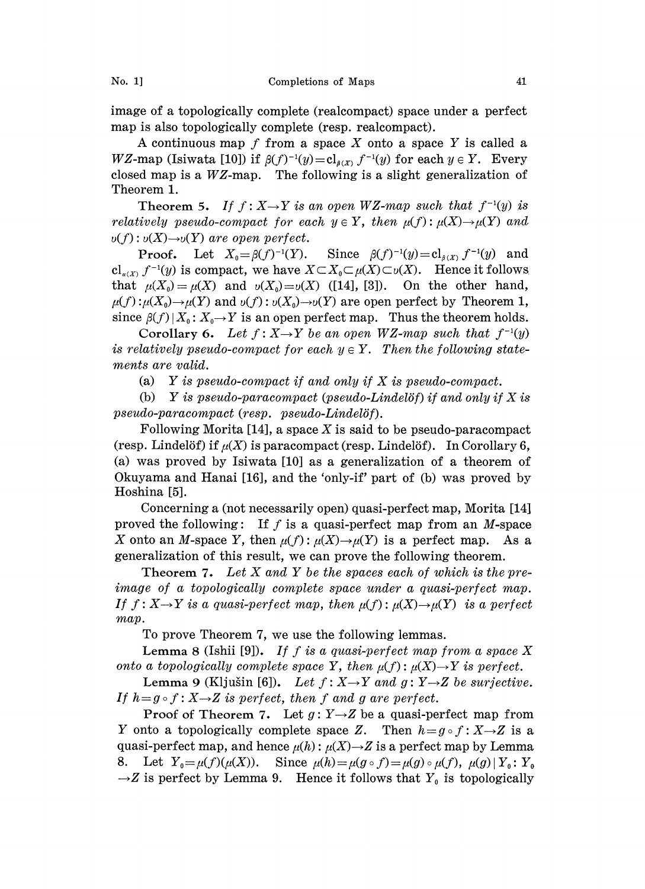image of a topologically complete (realcompact) space under a perfect map is also topologically complete (resp. realcompact).

A continuous map $f$ from a space $X$ onto a space $Y$ is called a $WZ$-map (Isiwata [10]) if $\beta(f)^{-1}(y)=\mathrm{cl}_{\beta(X)} f^{-1}(y)$ for each $y \in Y$. Every closed map is a $WZ$-map. The following is a slight generalization of Theorem 1.

**Theorem 5.** *If $f: X \to Y$ is an open $WZ$-map such that $f^{-1}(y)$ is relatively pseudo-compact for each $y \in Y$, then $\mu(f): \mu(X) \to \mu(Y)$ and $\upsilon(f): \upsilon(X) \to \upsilon(Y)$ are open perfect.*

**Proof.** Let $X_0 = \beta(f)^{-1}(Y)$. Since $\beta(f)^{-1}(y)=\mathrm{cl}_{\beta(X)} f^{-1}(y)$ and $\mathrm{cl}_{\mu(X)} f^{-1}(y)$ is compact, we have $X \subset X_0 \subset \mu(X) \subset \upsilon(X)$. Hence it follows that $\mu(X_0)=\mu(X)$ and $\upsilon(X_0)=\upsilon(X)$ ([14], [3]). On the other hand, $\mu(f): \mu(X_0) \to \mu(Y)$ and $\upsilon(f): \upsilon(X_0) \to \upsilon(Y)$ are open perfect by Theorem 1, since $\beta(f)|X_0: X_0 \to Y$ is an open perfect map. Thus the theorem holds.

**Corollary 6.** *Let $f: X \to Y$ be an open $WZ$-map such that $f^{-1}(y)$ is relatively pseudo-compact for each $y \in Y$. Then the following statements are valid.*

(a) *$Y$ is pseudo-compact if and only if $X$ is pseudo-compact.*

(b) *$Y$ is pseudo-paracompact (pseudo-Lindelöf) if and only if $X$ is pseudo-paracompact (resp. pseudo-Lindelöf).*

Following Morita [14], a space $X$ is said to be pseudo-paracompact (resp. Lindelöf) if $\mu(X)$ is paracompact (resp. Lindelöf). In Corollary 6, (a) was proved by Isiwata [10] as a generalization of a theorem of Okuyama and Hanai [16], and the 'only-if' part of (b) was proved by Hoshina [5].

Concerning a (not necessarily open) quasi-perfect map, Morita [14] proved the following: If $f$ is a quasi-perfect map from an $M$-space $X$ onto an $M$-space $Y$, then $\mu(f): \mu(X) \to \mu(Y)$ is a perfect map. As a generalization of this result, we can prove the following theorem.

**Theorem 7.** *Let $X$ and $Y$ be the spaces each of which is the preimage of a topologically complete space under a quasi-perfect map. If $f: X \to Y$ is a quasi-perfect map, then $\mu(f): \mu(X) \to \mu(Y)$ is a perfect map.*

To prove Theorem 7, we use the following lemmas.

**Lemma 8** (Ishii [9]). *If $f$ is a quasi-perfect map from a space $X$ onto a topologically complete space $Y$, then $\mu(f): \mu(X) \to Y$ is perfect.*

**Lemma 9** (Kljušin [6]). *Let $f: X \to Y$ and $g: Y \to Z$ be surjective. If $h = g \circ f: X \to Z$ is perfect, then $f$ and $g$ are perfect.*

**Proof of Theorem 7.** Let $g: Y \to Z$ be a quasi-perfect map from $Y$ onto a topologically complete space $Z$. Then $h = g \circ f: X \to Z$ is a quasi-perfect map, and hence $\mu(h): \mu(X) \to Z$ is a perfect map by Lemma 8. Let $Y_0 = \mu(f)(\mu(X))$. Since $\mu(h) = \mu(g \circ f) = \mu(g) \circ \mu(f)$, $\mu(g)|Y_0: Y_0 \to Z$ is perfect by Lemma 9. Hence it follows that $Y_0$ is topologically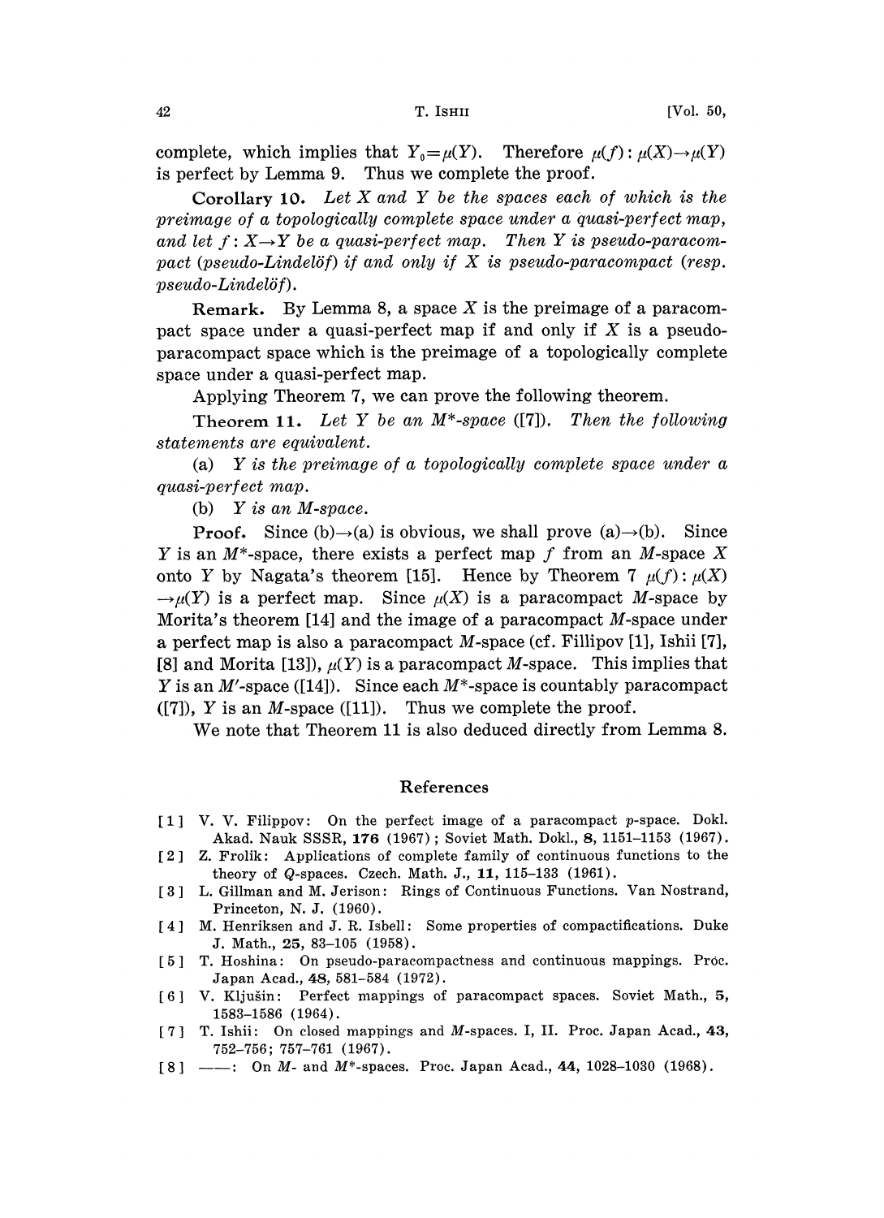complete, which implies that $Y_0=\mu(Y)$. Therefore $\mu(f):\mu(X)\to\mu(Y)$ is perfect by Lemma 9. Thus we complete the proof.

**Corollary 10.** *Let $X$ and $Y$ be the spaces each of which is the preimage of a topologically complete space under a quasi-perfect map, and let $f:X\to Y$ be a quasi-perfect map. Then $Y$ is pseudo-paracompact (pseudo-Lindelöf) if and only if $X$ is pseudo-paracompact (resp. pseudo-Lindelöf).*

**Remark.** By Lemma 8, a space $X$ is the preimage of a paracompact space under a quasi-perfect map if and only if $X$ is a pseudo-paracompact space which is the preimage of a topologically complete space under a quasi-perfect map.

Applying Theorem 7, we can prove the following theorem.

**Theorem 11.** *Let $Y$ be an $M^*$-space ([7]). Then the following statements are equivalent.*

(a) *$Y$ is the preimage of a topologically complete space under a quasi-perfect map.*

(b) *$Y$ is an $M$-space.*

**Proof.** Since (b)$\to$(a) is obvious, we shall prove (a)$\to$(b). Since $Y$ is an $M^*$-space, there exists a perfect map $f$ from an $M$-space $X$ onto $Y$ by Nagata's theorem [15]. Hence by Theorem 7 $\mu(f):\mu(X)\to\mu(Y)$ is a perfect map. Since $\mu(X)$ is a paracompact $M$-space by Morita's theorem [14] and the image of a paracompact $M$-space under a perfect map is also a paracompact $M$-space (cf. Fillipov [1], Ishii [7], [8] and Morita [13]), $\mu(Y)$ is a paracompact $M$-space. This implies that $Y$ is an $M'$-space ([14]). Since each $M^*$-space is countably paracompact ([7]), $Y$ is an $M$-space ([11]). Thus we complete the proof.

We note that Theorem 11 is also deduced directly from Lemma 8.

## References

[1] V. V. Filippov: On the perfect image of a paracompact $p$-space. Dokl. Akad. Nauk SSSR, **176** (1967); Soviet Math. Dokl., **8**, 1151–1153 (1967).

[2] Z. Frolik: Applications of complete family of continuous functions to the theory of $Q$-spaces. Czech. Math. J., **11**, 115–133 (1961).

[3] L. Gillman and M. Jerison: Rings of Continuous Functions. Van Nostrand, Princeton, N. J. (1960).

[4] M. Henriksen and J. R. Isbell: Some properties of compactifications. Duke J. Math., **25**, 83–105 (1958).

[5] T. Hoshina: On pseudo-paracompactness and continuous mappings. Proc. Japan Acad., **48**, 581–584 (1972).

[6] V. Kljušin: Perfect mappings of paracompact spaces. Soviet Math., **5**, 1583–1586 (1964).

[7] T. Ishii: On closed mappings and $M$-spaces. I, II. Proc. Japan Acad., **43**, 752–756; 757–761 (1967).

[8] ——: On $M$- and $M^*$-spaces. Proc. Japan Acad., **44**, 1028–1030 (1968).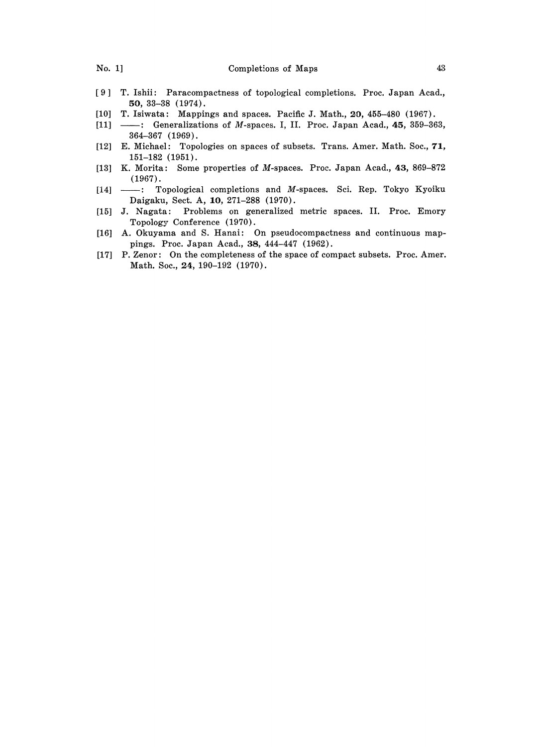[9] T. Ishii: Paracompactness of topological completions. Proc. Japan Acad., **50**, 33–38 (1974).

[10] T. Isiwata: Mappings and spaces. Pacific J. Math., **20**, 455–480 (1967).

[11] ——: Generalizations of $M$-spaces. I, II. Proc. Japan Acad., **45**, 359–363, 364–367 (1969).

[12] E. Michael: Topologies on spaces of subsets. Trans. Amer. Math. Soc., **71**, 151–182 (1951).

[13] K. Morita: Some properties of $M$-spaces. Proc. Japan Acad., **43**, 869–872 (1967).

[14] ——: Topological completions and $M$-spaces. Sci. Rep. Tokyo Kyoiku Daigaku, Sect. A, **10**, 271–288 (1970).

[15] J. Nagata: Problems on generalized metric spaces. II. Proc. Emory Topology Conference (1970).

[16] A. Okuyama and S. Hanai: On pseudocompactness and continuous mappings. Proc. Japan Acad., **38**, 444–447 (1962).

[17] P. Zenor: On the completeness of the space of compact subsets. Proc. Amer. Math. Soc., **24**, 190–192 (1970).